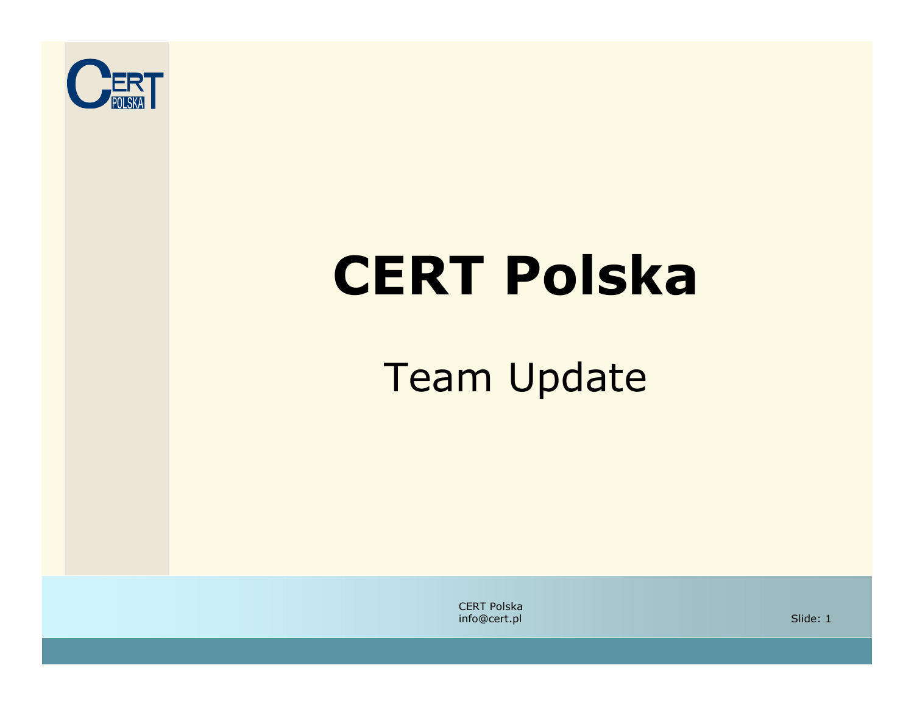# CERT Polska

## Team Update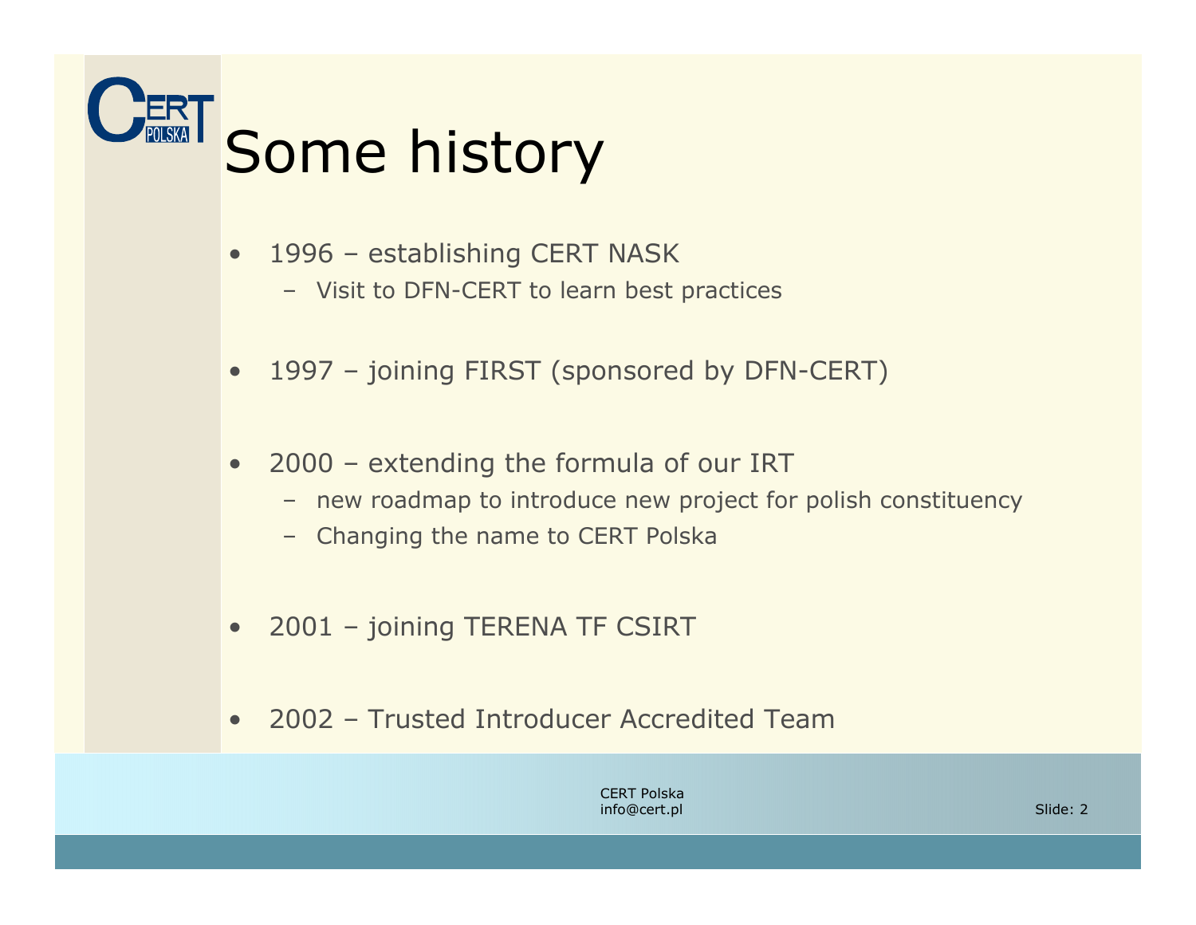# Some history

- 1996 – establishing CERT NASK
  - Visit to DFN-CERT to learn best practices
- 1997 – joining FIRST (sponsored by DFN-CERT)
- 2000 – extending the formula of our IRT
  - new roadmap to introduce new project for polish constituency
  - Changing the name to CERT Polska
- 2001 – joining TERENA TF CSIRT
- 2002 – Trusted Introducer Accredited Team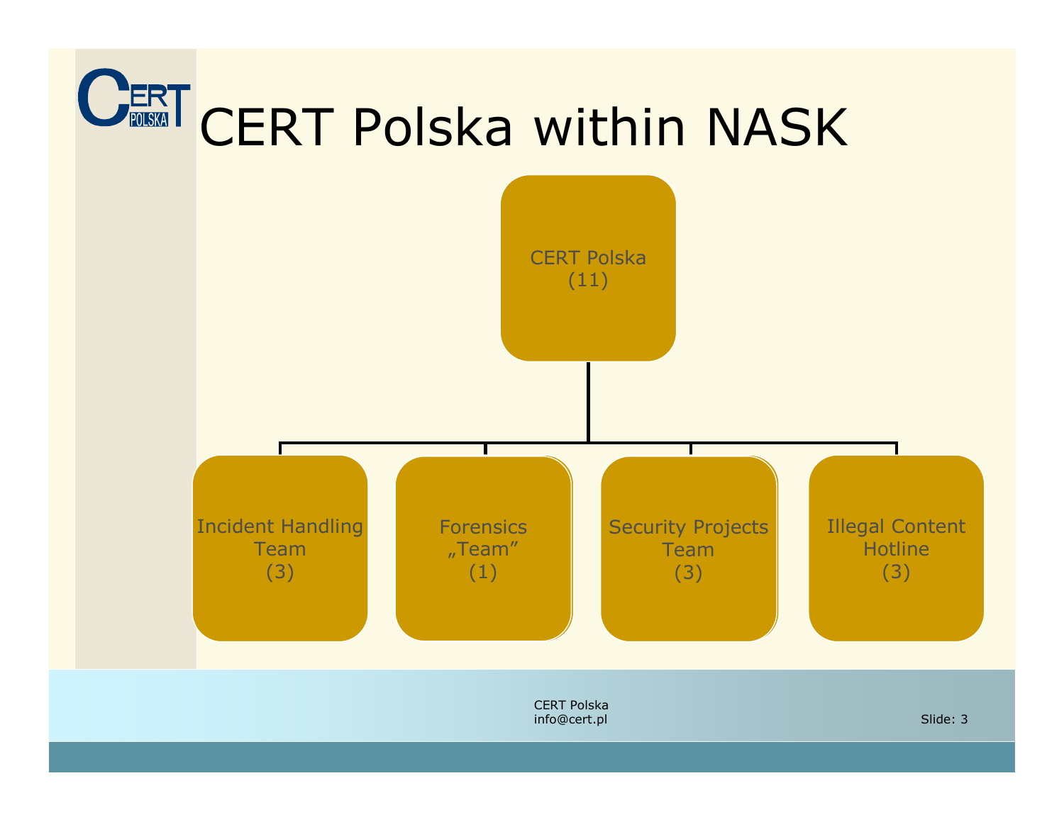# CERT Polska within NASK

- CERT Polska (11)
  - Incident Handling Team (3)
  - Forensics „Team" (1)
  - Security Projects Team (3)
  - Illegal Content Hotline (3)

CERT Polska
info@cert.pl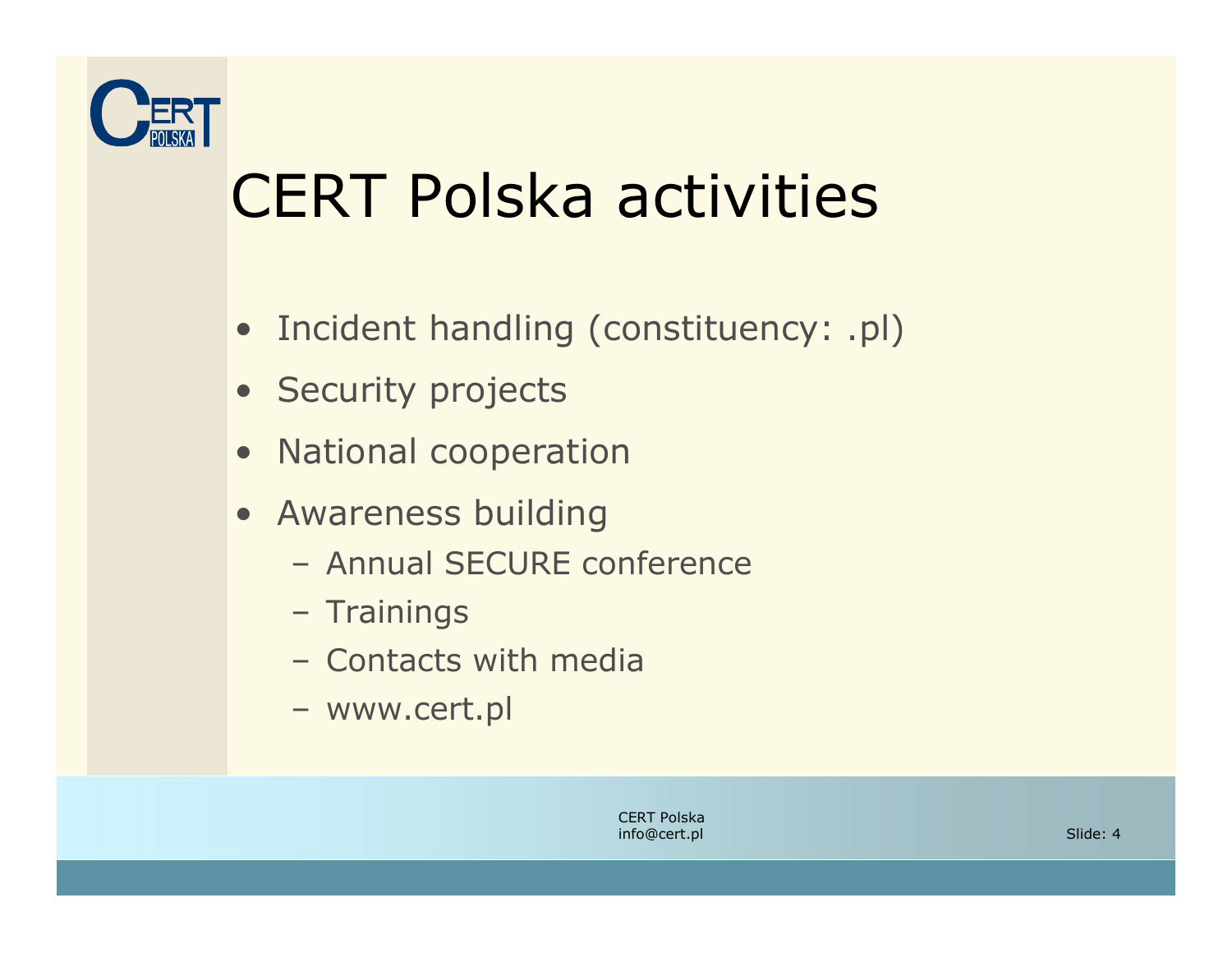# CERT Polska activities

- Incident handling (constituency: .pl)
- Security projects
- National cooperation
- Awareness building
  - Annual SECURE conference
  - Trainings
  - Contacts with media
  - www.cert.pl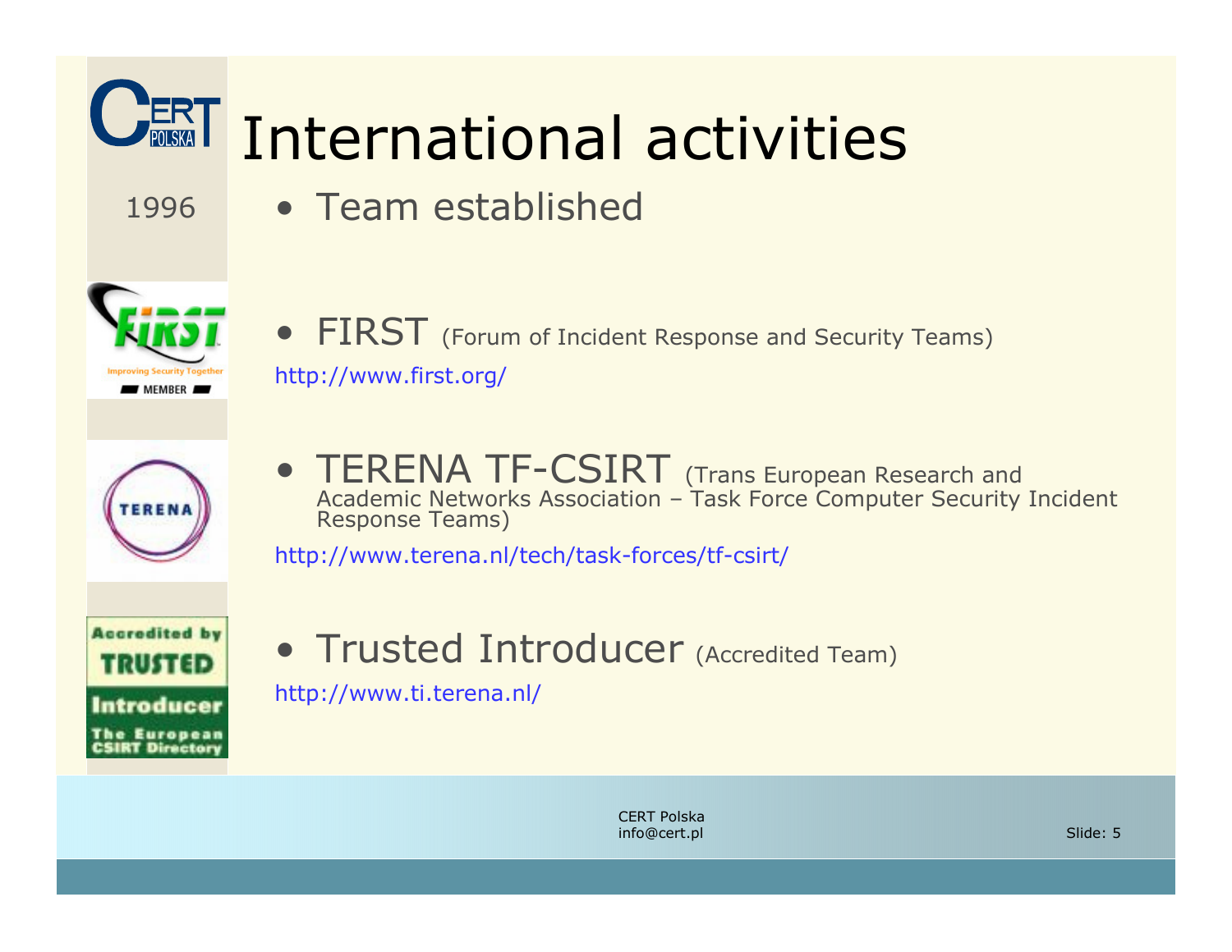# International activities

1996

- Team established

- FIRST (Forum of Incident Response and Security Teams)

  http://www.first.org/

- TERENA TF-CSIRT (Trans European Research and Academic Networks Association – Task Force Computer Security Incident Response Teams)

  http://www.terena.nl/tech/task-forces/tf-csirt/

- Trusted Introducer (Accredited Team)

  http://www.ti.terena.nl/

CERT Polska
info@cert.pl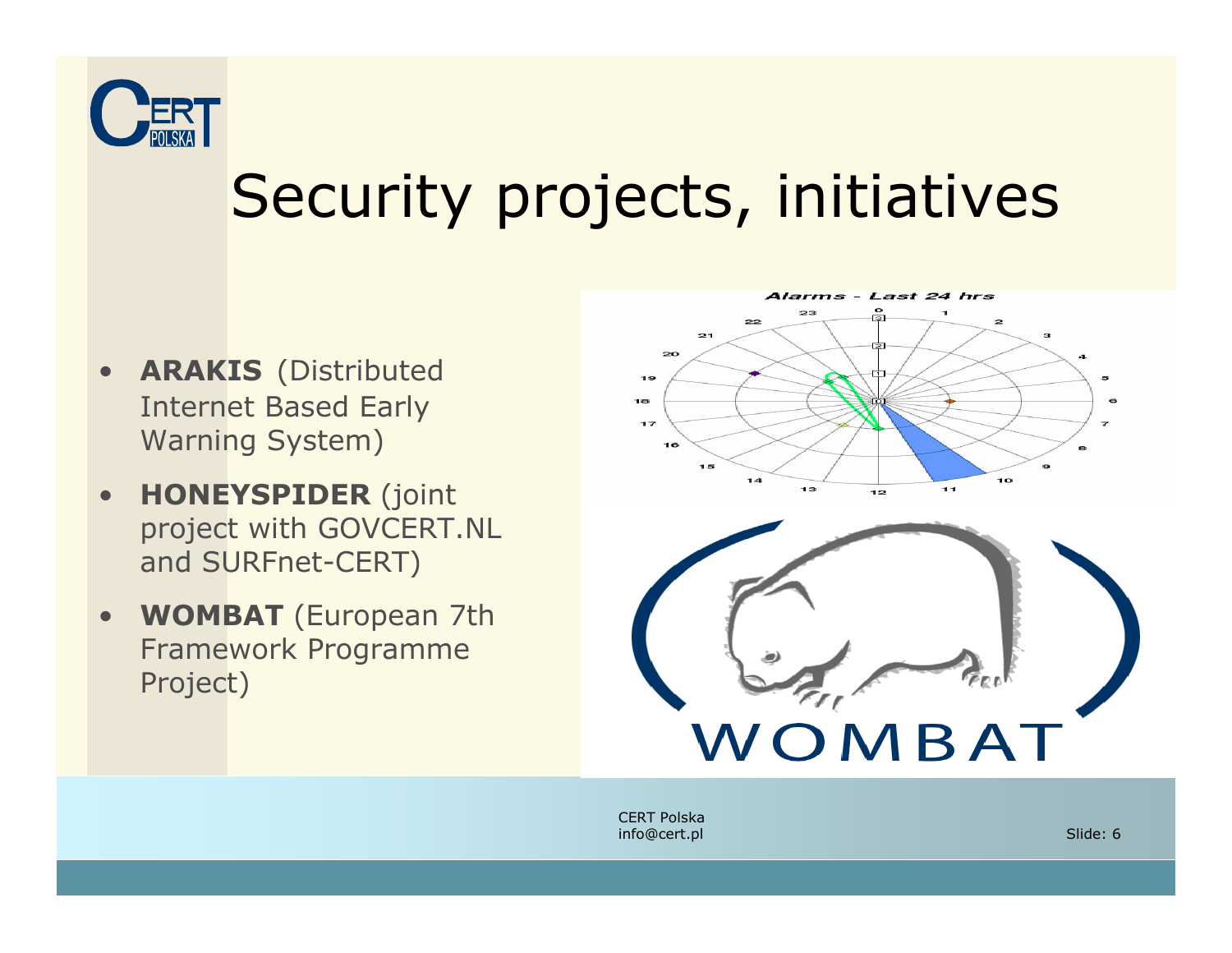# Security projects, initiatives

- **ARAKIS** (Distributed Internet Based Early Warning System)
- **HONEYSPIDER** (joint project with GOVCERT.NL and SURFnet-CERT)
- **WOMBAT** (European 7th Framework Programme Project)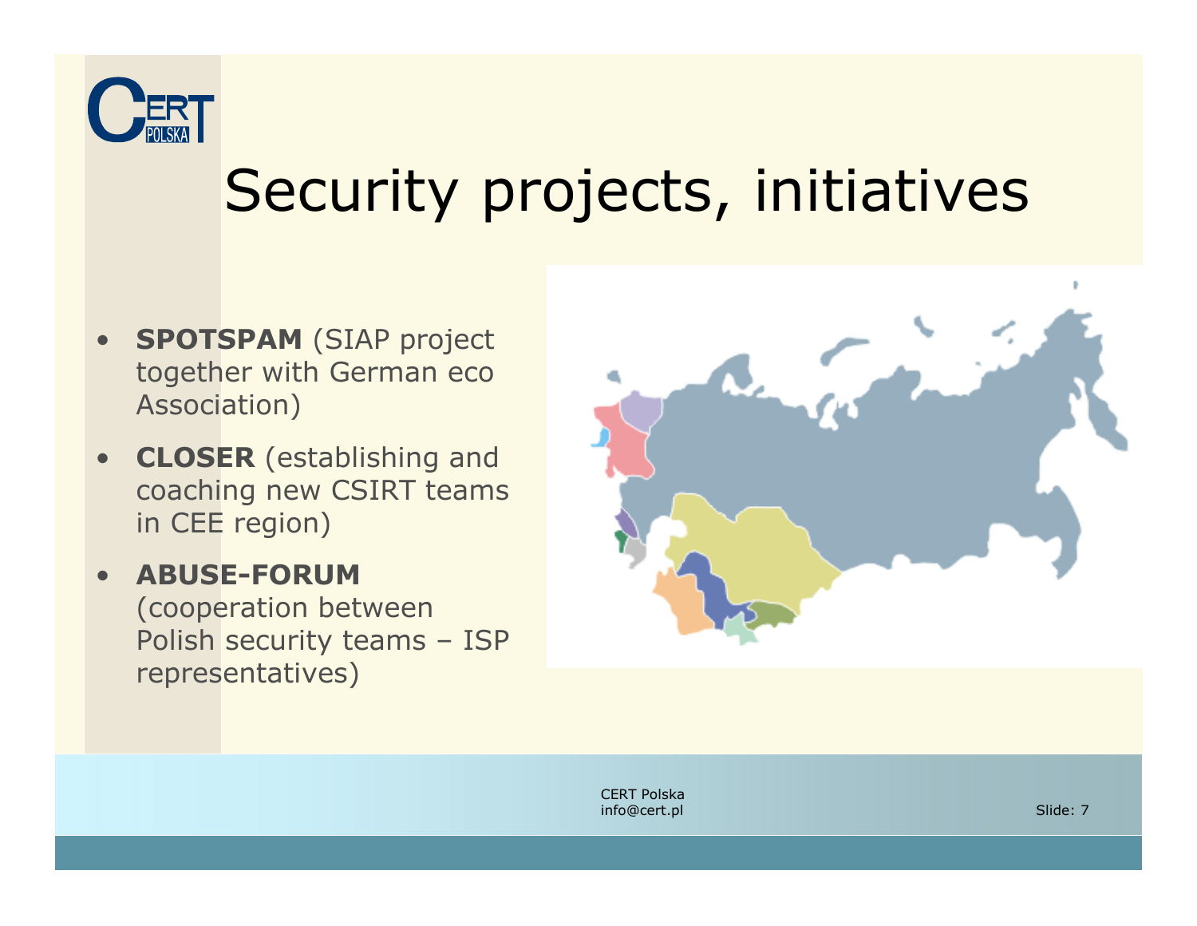# Security projects, initiatives

- **SPOTSPAM** (SIAP project together with German eco Association)
- **CLOSER** (establishing and coaching new CSIRT teams in CEE region)
- **ABUSE-FORUM** (cooperation between Polish security teams – ISP representatives)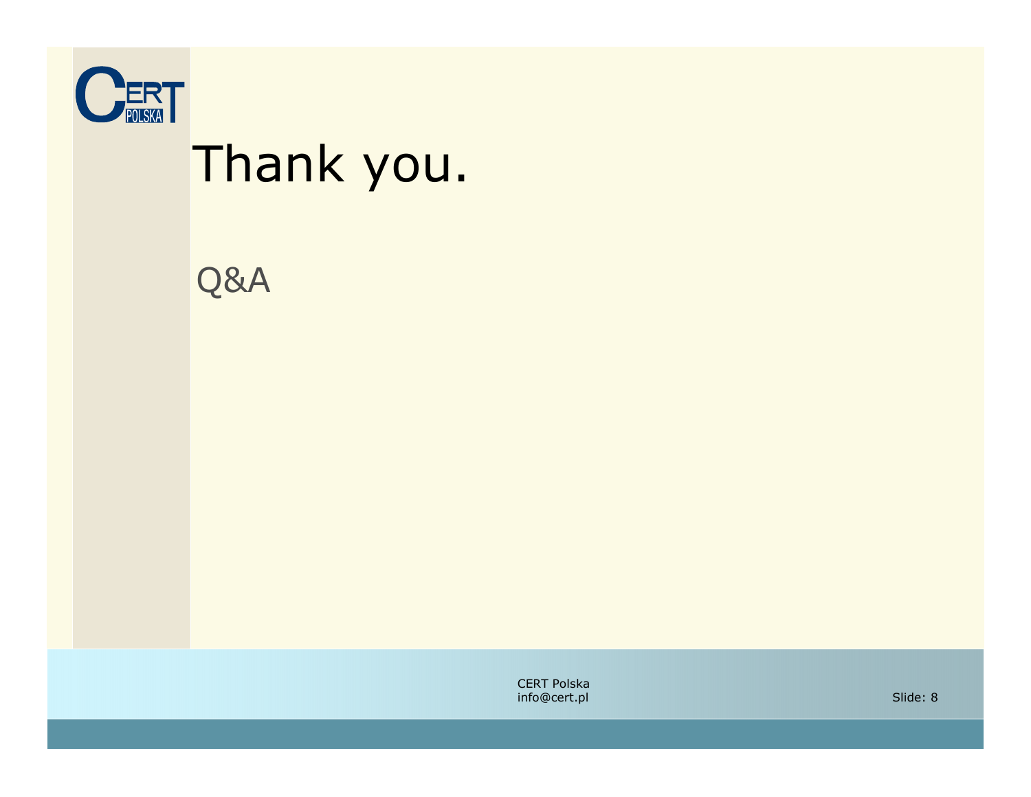# Thank you.

Q&A

CERT Polska
info@cert.pl